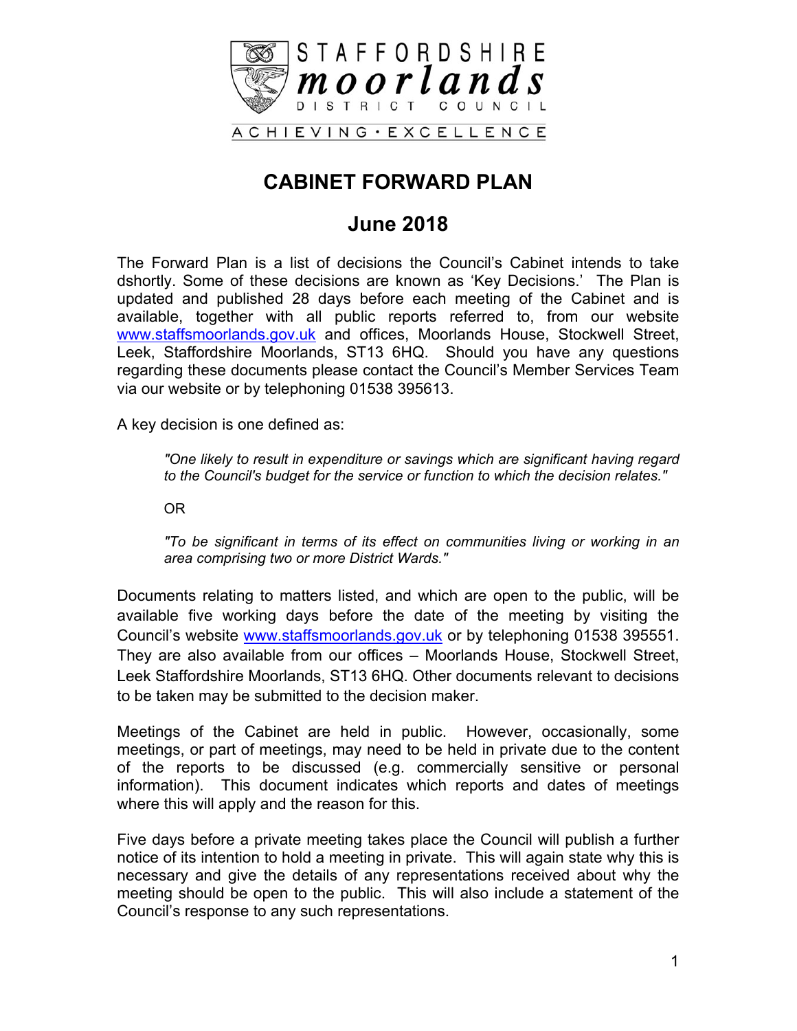STAFFORDSHIRE
**moorlands**
DISTRICT COUNCIL

ACHIEVING · EXCELLENCE

# CABINET FORWARD PLAN

## June 2018

The Forward Plan is a list of decisions the Council's Cabinet intends to take dshortly. Some of these decisions are known as 'Key Decisions.' The Plan is updated and published 28 days before each meeting of the Cabinet and is available, together with all public reports referred to, from our website www.staffsmoorlands.gov.uk and offices, Moorlands House, Stockwell Street, Leek, Staffordshire Moorlands, ST13 6HQ. Should you have any questions regarding these documents please contact the Council's Member Services Team via our website or by telephoning 01538 395613.

A key decision is one defined as:

> *"One likely to result in expenditure or savings which are significant having regard to the Council's budget for the service or function to which the decision relates."*
>
> OR
>
> *"To be significant in terms of its effect on communities living or working in an area comprising two or more District Wards."*

Documents relating to matters listed, and which are open to the public, will be available five working days before the date of the meeting by visiting the Council's website www.staffsmoorlands.gov.uk or by telephoning 01538 395551. They are also available from our offices – Moorlands House, Stockwell Street, Leek Staffordshire Moorlands, ST13 6HQ. Other documents relevant to decisions to be taken may be submitted to the decision maker.

Meetings of the Cabinet are held in public. However, occasionally, some meetings, or part of meetings, may need to be held in private due to the content of the reports to be discussed (e.g. commercially sensitive or personal information). This document indicates which reports and dates of meetings where this will apply and the reason for this.

Five days before a private meeting takes place the Council will publish a further notice of its intention to hold a meeting in private. This will again state why this is necessary and give the details of any representations received about why the meeting should be open to the public. This will also include a statement of the Council's response to any such representations.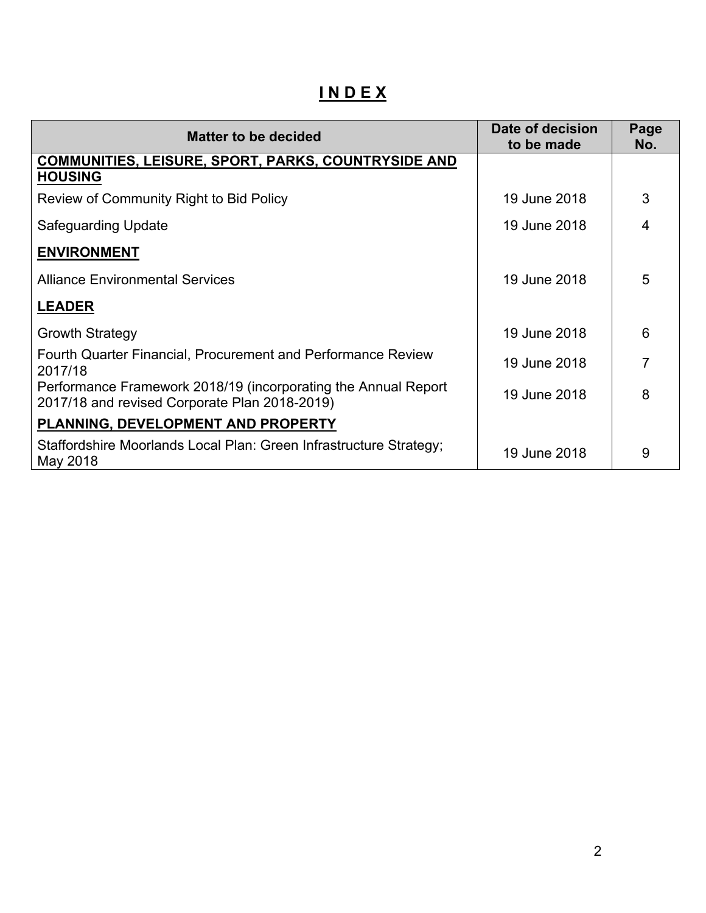# INDEX

| Matter to be decided | Date of decision to be made | Page No. |
|---|---|---|
| **COMMUNITIES, LEISURE, SPORT, PARKS, COUNTRYSIDE AND HOUSING** | | |
| Review of Community Right to Bid Policy | 19 June 2018 | 3 |
| Safeguarding Update | 19 June 2018 | 4 |
| **ENVIRONMENT** | | |
| Alliance Environmental Services | 19 June 2018 | 5 |
| **LEADER** | | |
| Growth Strategy | 19 June 2018 | 6 |
| Fourth Quarter Financial, Procurement and Performance Review 2017/18 | 19 June 2018 | 7 |
| Performance Framework 2018/19 (incorporating the Annual Report 2017/18 and revised Corporate Plan 2018-2019) | 19 June 2018 | 8 |
| **PLANNING, DEVELOPMENT AND PROPERTY** | | |
| Staffordshire Moorlands Local Plan: Green Infrastructure Strategy; May 2018 | 19 June 2018 | 9 |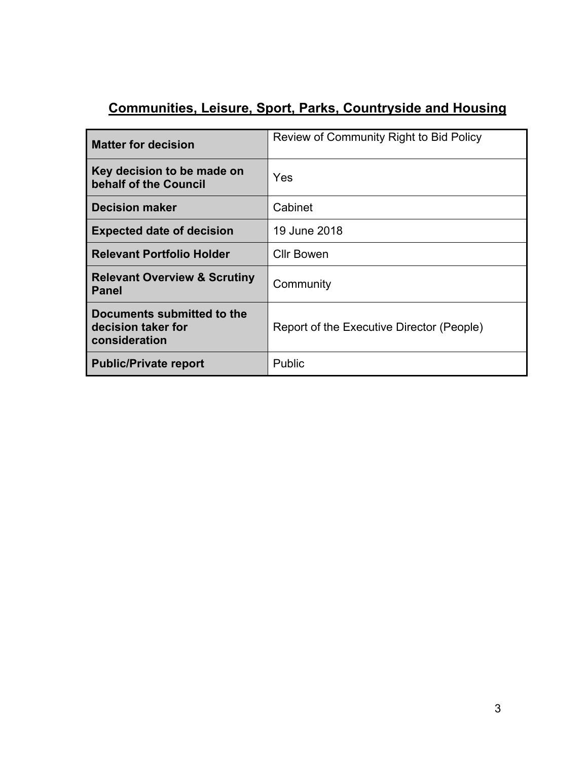## Communities, Leisure, Sport, Parks, Countryside and Housing

| | |
|---|---|
| **Matter for decision** | Review of Community Right to Bid Policy |
| **Key decision to be made on behalf of the Council** | Yes |
| **Decision maker** | Cabinet |
| **Expected date of decision** | 19 June 2018 |
| **Relevant Portfolio Holder** | Cllr Bowen |
| **Relevant Overview & Scrutiny Panel** | Community |
| **Documents submitted to the decision taker for consideration** | Report of the Executive Director (People) |
| **Public/Private report** | Public |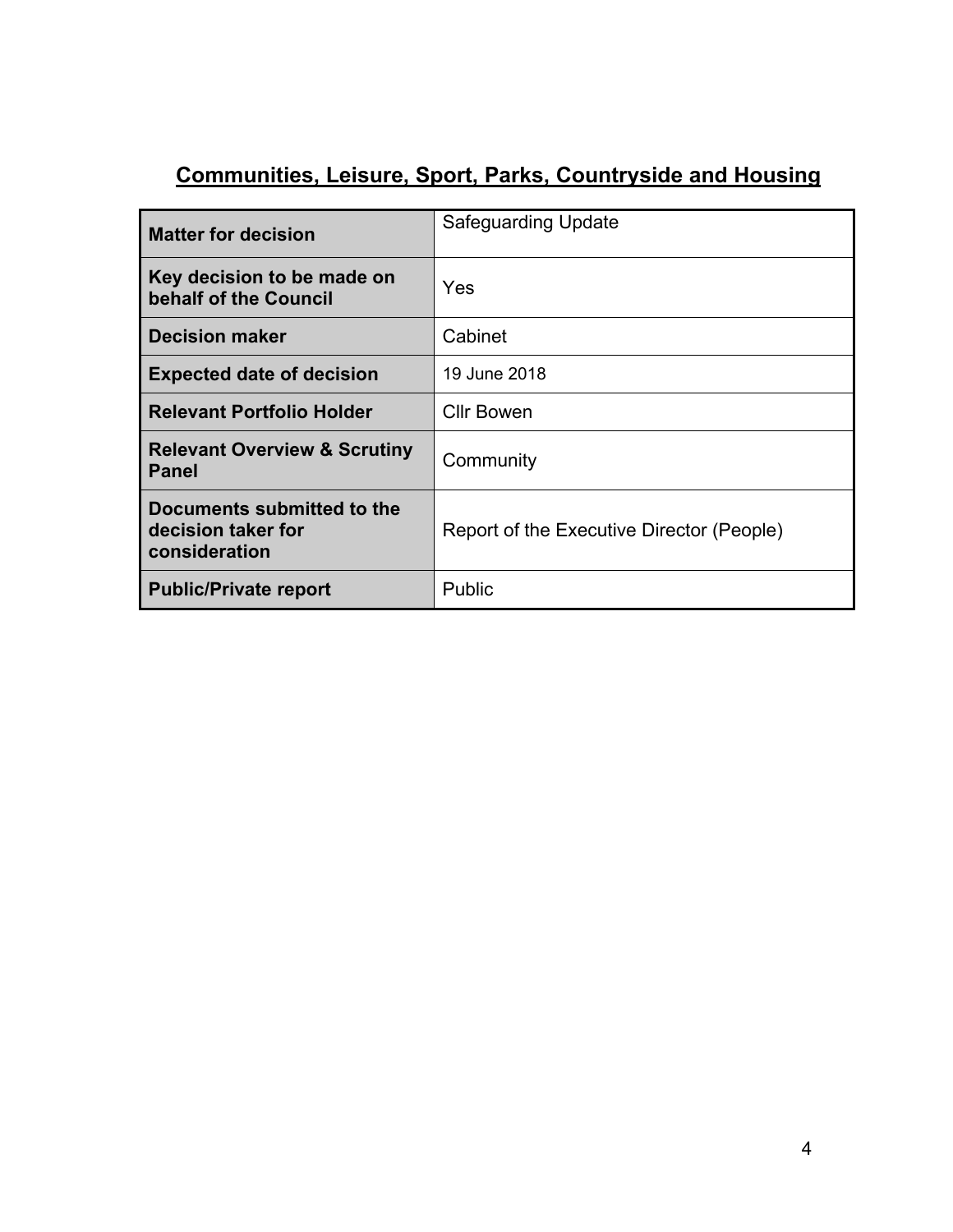## Communities, Leisure, Sport, Parks, Countryside and Housing

| | |
|---|---|
| **Matter for decision** | Safeguarding Update |
| **Key decision to be made on behalf of the Council** | Yes |
| **Decision maker** | Cabinet |
| **Expected date of decision** | 19 June 2018 |
| **Relevant Portfolio Holder** | Cllr Bowen |
| **Relevant Overview & Scrutiny Panel** | Community |
| **Documents submitted to the decision taker for consideration** | Report of the Executive Director (People) |
| **Public/Private report** | Public |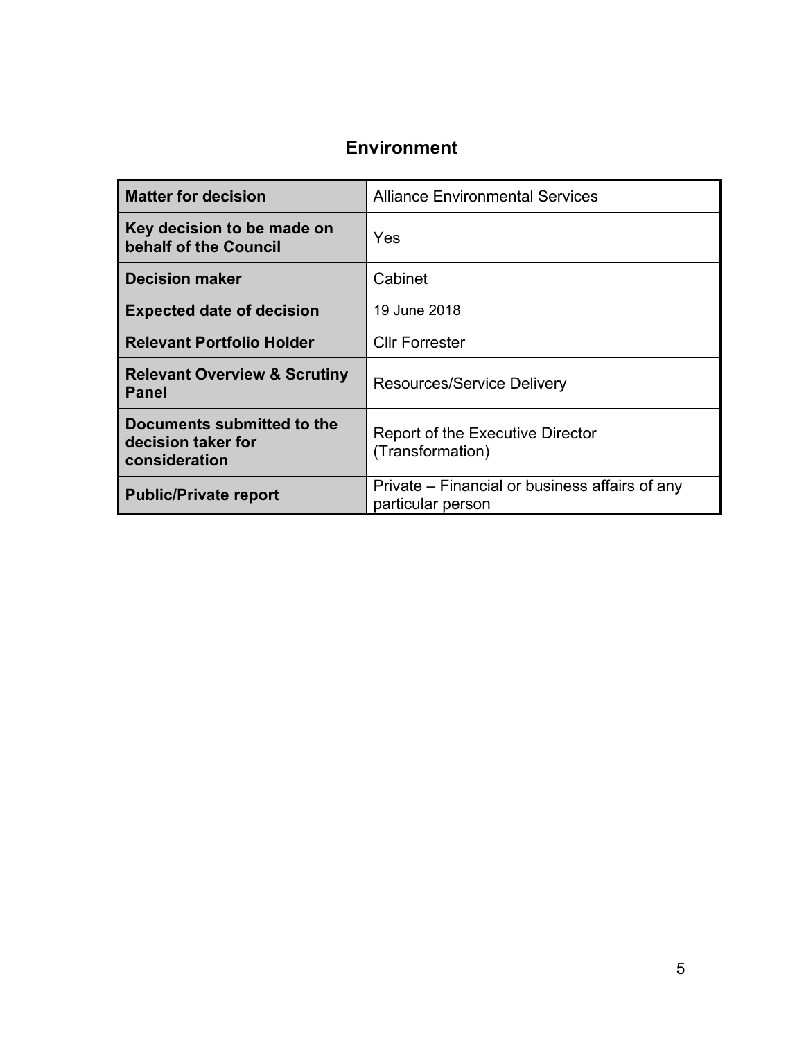## Environment

| Matter for decision | Alliance Environmental Services |
|---|---|
| Key decision to be made on behalf of the Council | Yes |
| Decision maker | Cabinet |
| Expected date of decision | 19 June 2018 |
| Relevant Portfolio Holder | Cllr Forrester |
| Relevant Overview & Scrutiny Panel | Resources/Service Delivery |
| Documents submitted to the decision taker for consideration | Report of the Executive Director (Transformation) |
| Public/Private report | Private – Financial or business affairs of any particular person |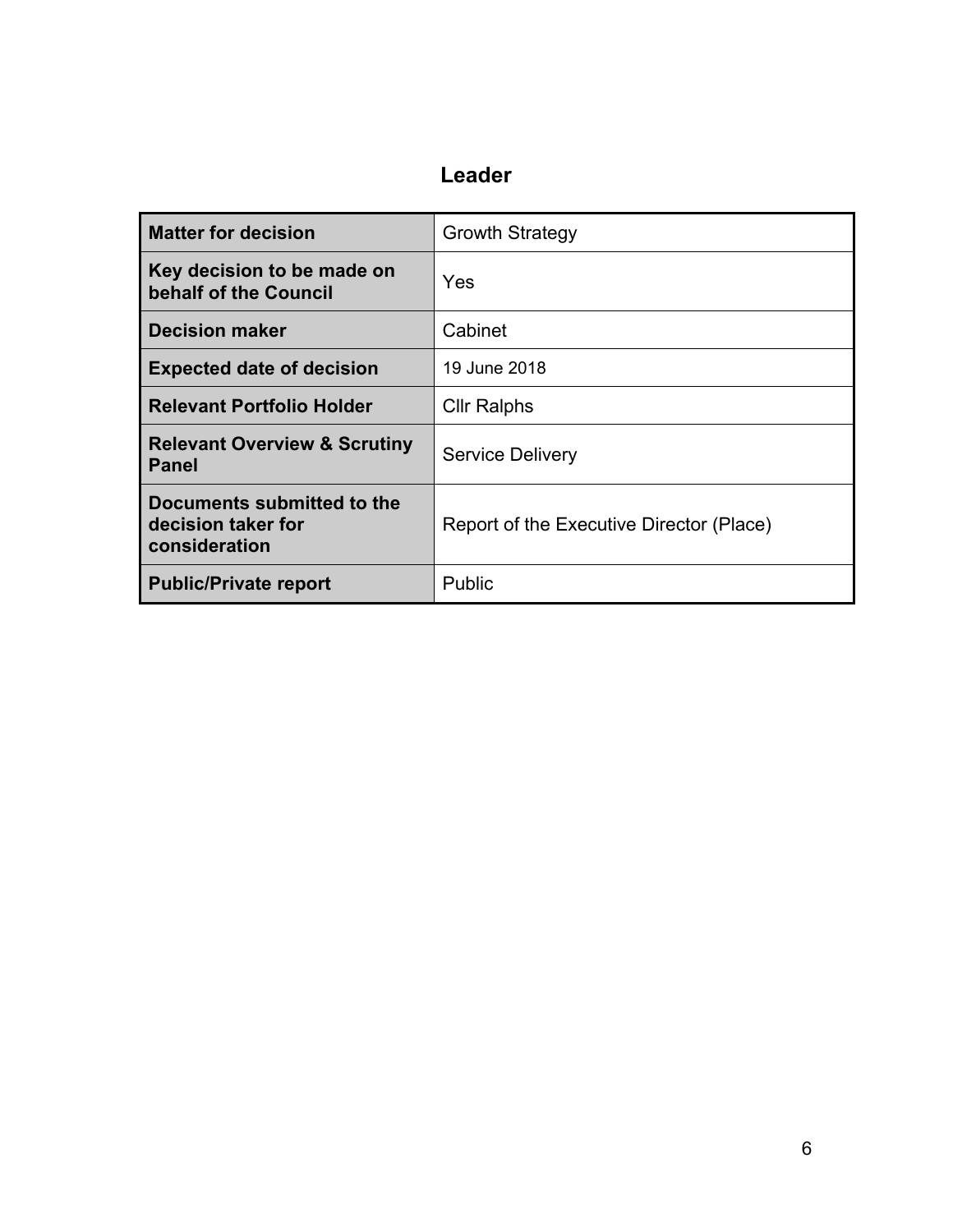## Leader

| Matter for decision | Growth Strategy |
|---|---|
| Key decision to be made on behalf of the Council | Yes |
| Decision maker | Cabinet |
| Expected date of decision | 19 June 2018 |
| Relevant Portfolio Holder | Cllr Ralphs |
| Relevant Overview & Scrutiny Panel | Service Delivery |
| Documents submitted to the decision taker for consideration | Report of the Executive Director (Place) |
| Public/Private report | Public |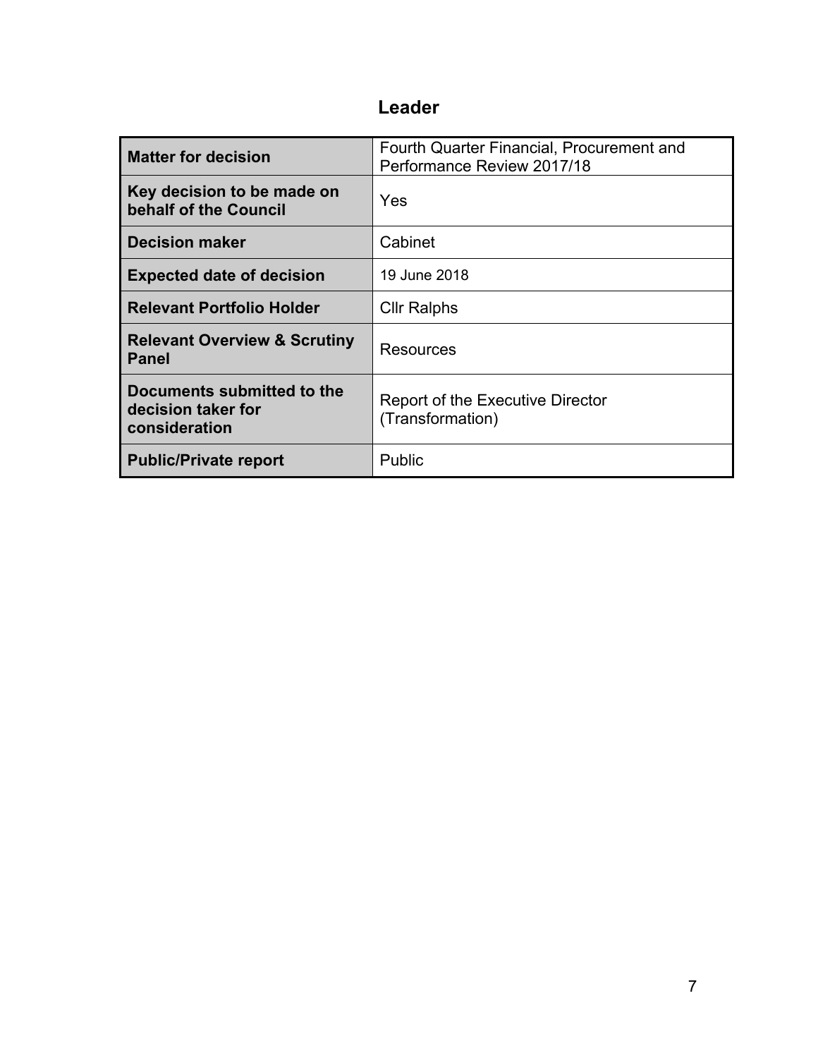# Leader

| Matter for decision | Fourth Quarter Financial, Procurement and Performance Review 2017/18 |
|---|---|
| **Key decision to be made on behalf of the Council** | Yes |
| **Decision maker** | Cabinet |
| **Expected date of decision** | 19 June 2018 |
| **Relevant Portfolio Holder** | Cllr Ralphs |
| **Relevant Overview & Scrutiny Panel** | Resources |
| **Documents submitted to the decision taker for consideration** | Report of the Executive Director (Transformation) |
| **Public/Private report** | Public |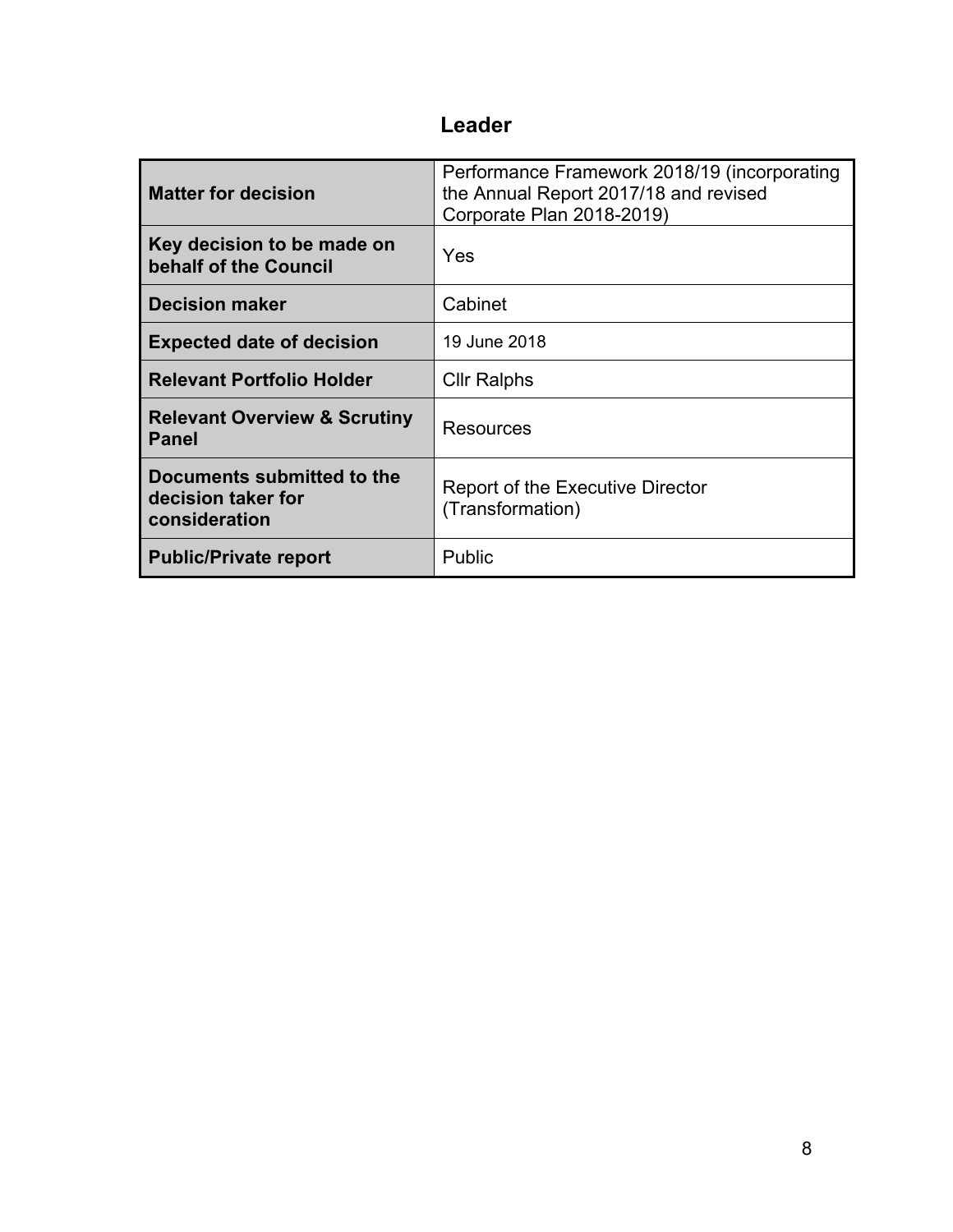## Leader

| Matter for decision | Performance Framework 2018/19 (incorporating the Annual Report 2017/18 and revised Corporate Plan 2018-2019) |
|---|---|
| **Key decision to be made on behalf of the Council** | Yes |
| **Decision maker** | Cabinet |
| **Expected date of decision** | 19 June 2018 |
| **Relevant Portfolio Holder** | Cllr Ralphs |
| **Relevant Overview & Scrutiny Panel** | Resources |
| **Documents submitted to the decision taker for consideration** | Report of the Executive Director (Transformation) |
| **Public/Private report** | Public |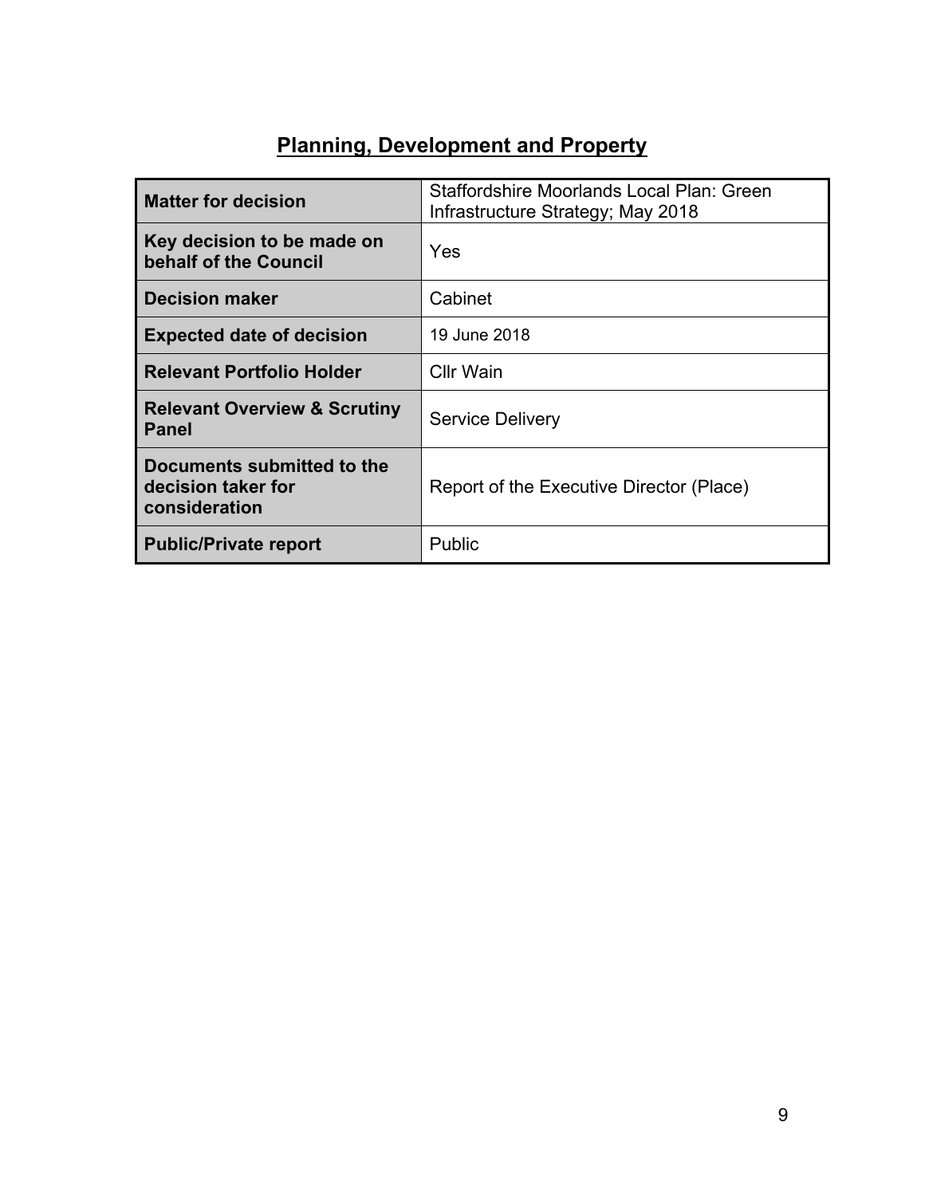## Planning, Development and Property

| | |
|---|---|
| **Matter for decision** | Staffordshire Moorlands Local Plan: Green Infrastructure Strategy; May 2018 |
| **Key decision to be made on behalf of the Council** | Yes |
| **Decision maker** | Cabinet |
| **Expected date of decision** | 19 June 2018 |
| **Relevant Portfolio Holder** | Cllr Wain |
| **Relevant Overview & Scrutiny Panel** | Service Delivery |
| **Documents submitted to the decision taker for consideration** | Report of the Executive Director (Place) |
| **Public/Private report** | Public |